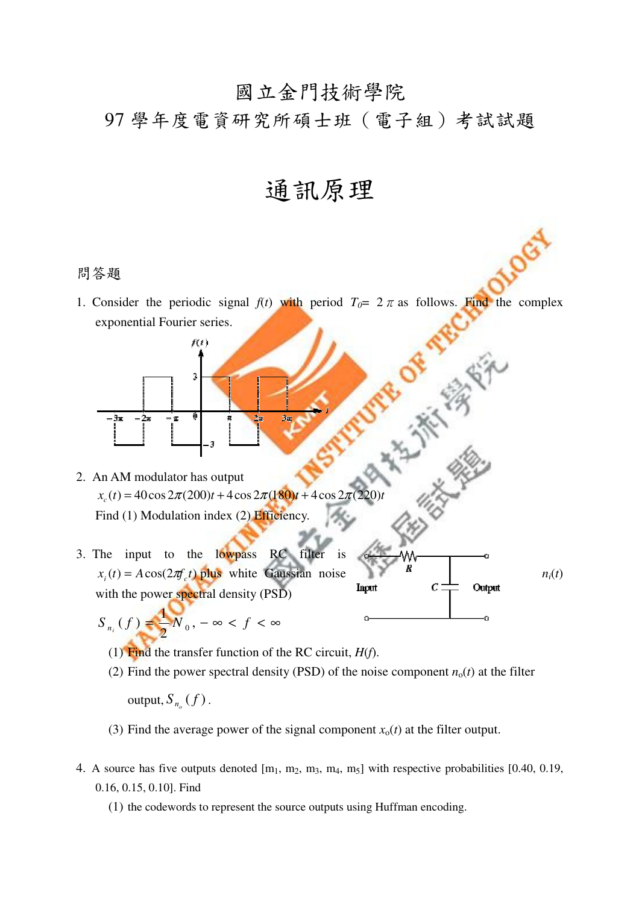# 國立金門技術學院

## 97 學年度電資研究所碩士班（電子組）考試試題

# 通訊原理

問答題

1. Consider the periodic signal $f(t)$ with period $T_0= 2\pi$ as follows. Find the complex exponential Fourier series.

2. An AM modulator has output

   $x_c(t) = 40\cos 2\pi(200)t + 4\cos 2\pi(180)t + 4\cos 2\pi(220)t$

   Find (1) Modulation index (2) Efficiency.

3. The input to the lowpass RC filter is $x_i(t) = A\cos(2\pi f_c t)$ plus white Gaussian noise $n_i(t)$ with the power spectral density (PSD)

   $S_{n_i}(f) = \frac{1}{2}N_0, -\infty < f < \infty$

   (1) Find the transfer function of the RC circuit, $H(f)$.

   (2) Find the power spectral density (PSD) of the noise component $n_o(t)$ at the filter output, $S_{n_o}(f)$.

   (3) Find the average power of the signal component $x_o(t)$ at the filter output.

4. A source has five outputs denoted [$m_1$, $m_2$, $m_3$, $m_4$, $m_5$] with respective probabilities [0.40, 0.19, 0.16, 0.15, 0.10]. Find

   (1) the codewords to represent the source outputs using Huffman encoding.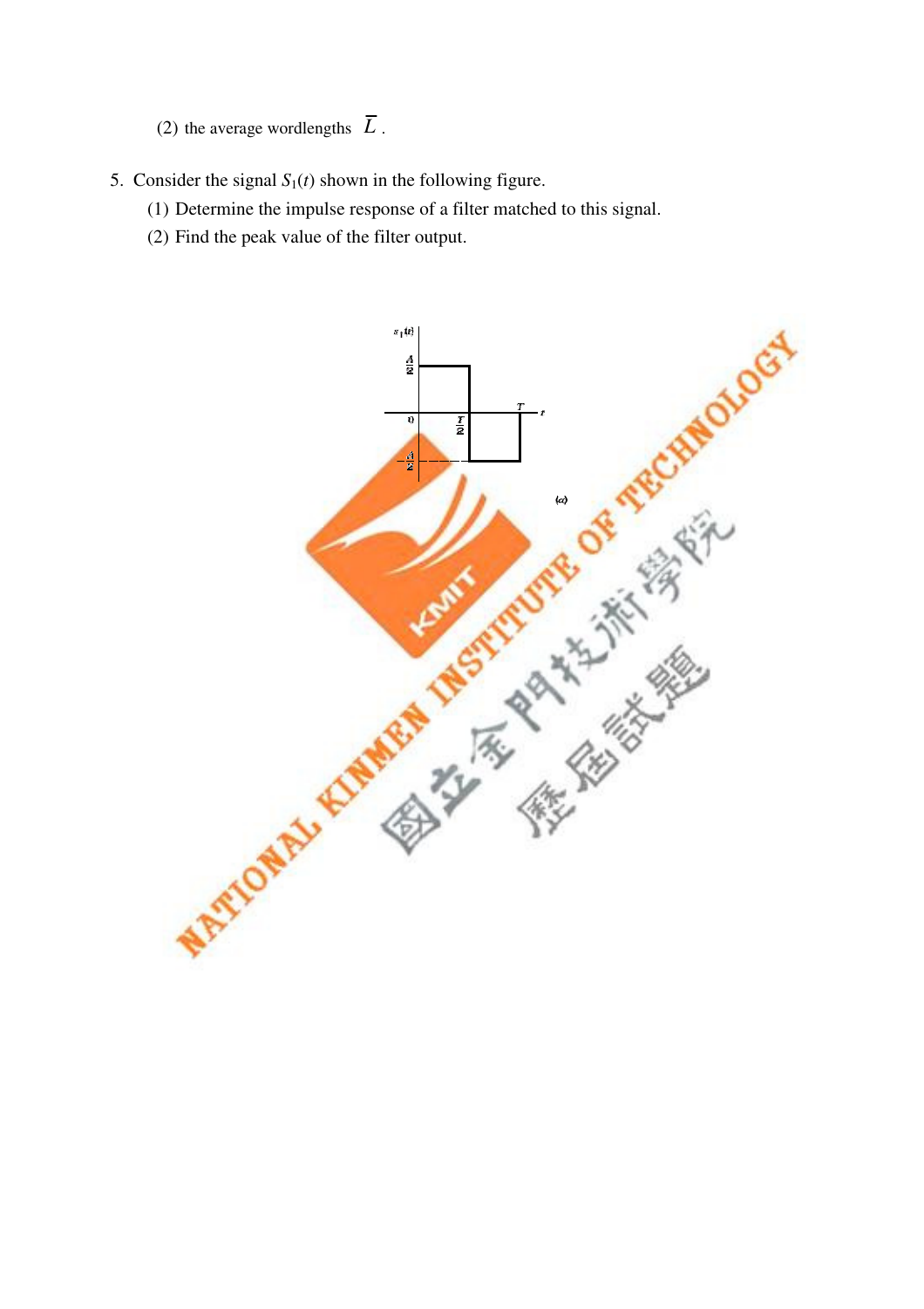(2) the average wordlengths $\overline{L}$.

5. Consider the signal $S_1(t)$ shown in the following figure.
   (1) Determine the impulse response of a filter matched to this signal.
   (2) Find the peak value of the filter output.

$s_1(t)$

$\frac{A}{2}$

0

$\frac{T}{2}$

$T$

$t$

$-\frac{A}{2}$

(a)